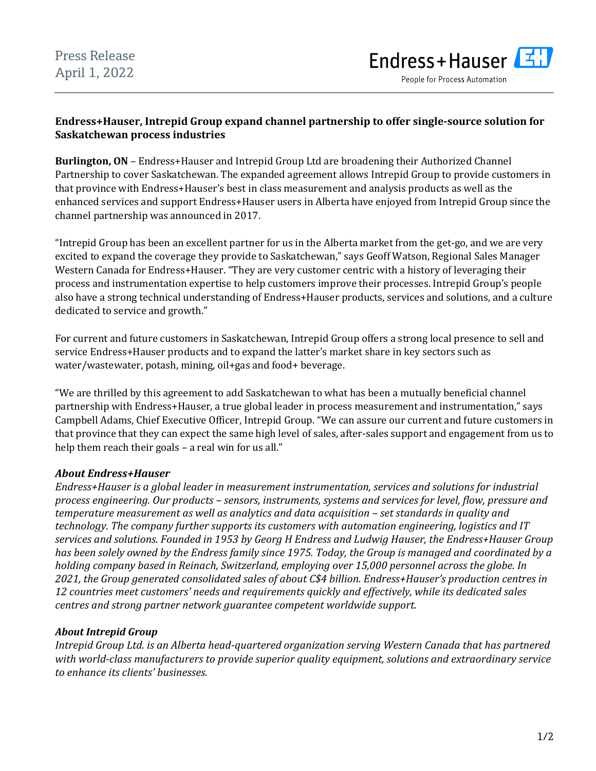Press Release
April 1, 2022

Endress+Hauser

People for Process Automation

**Endress+Hauser, Intrepid Group expand channel partnership to offer single-source solution for Saskatchewan process industries**

**Burlington, ON** – Endress+Hauser and Intrepid Group Ltd are broadening their Authorized Channel Partnership to cover Saskatchewan. The expanded agreement allows Intrepid Group to provide customers in that province with Endress+Hauser's best in class measurement and analysis products as well as the enhanced services and support Endress+Hauser users in Alberta have enjoyed from Intrepid Group since the channel partnership was announced in 2017.

"Intrepid Group has been an excellent partner for us in the Alberta market from the get-go, and we are very excited to expand the coverage they provide to Saskatchewan," says Geoff Watson, Regional Sales Manager Western Canada for Endress+Hauser. "They are very customer centric with a history of leveraging their process and instrumentation expertise to help customers improve their processes. Intrepid Group's people also have a strong technical understanding of Endress+Hauser products, services and solutions, and a culture dedicated to service and growth."

For current and future customers in Saskatchewan, Intrepid Group offers a strong local presence to sell and service Endress+Hauser products and to expand the latter's market share in key sectors such as water/wastewater, potash, mining, oil+gas and food+ beverage.

"We are thrilled by this agreement to add Saskatchewan to what has been a mutually beneficial channel partnership with Endress+Hauser, a true global leader in process measurement and instrumentation," says Campbell Adams, Chief Executive Officer, Intrepid Group. "We can assure our current and future customers in that province that they can expect the same high level of sales, after-sales support and engagement from us to help them reach their goals – a real win for us all."

### *About Endress+Hauser*

*Endress+Hauser is a global leader in measurement instrumentation, services and solutions for industrial process engineering. Our products – sensors, instruments, systems and services for level, flow, pressure and temperature measurement as well as analytics and data acquisition – set standards in quality and technology. The company further supports its customers with automation engineering, logistics and IT services and solutions. Founded in 1953 by Georg H Endress and Ludwig Hauser, the Endress+Hauser Group has been solely owned by the Endress family since 1975. Today, the Group is managed and coordinated by a holding company based in Reinach, Switzerland, employing over 15,000 personnel across the globe. In 2021, the Group generated consolidated sales of about C$4 billion. Endress+Hauser's production centres in 12 countries meet customers' needs and requirements quickly and effectively, while its dedicated sales centres and strong partner network guarantee competent worldwide support.*

### *About Intrepid Group*

*Intrepid Group Ltd. is an Alberta head-quartered organization serving Western Canada that has partnered with world-class manufacturers to provide superior quality equipment, solutions and extraordinary service to enhance its clients' businesses.*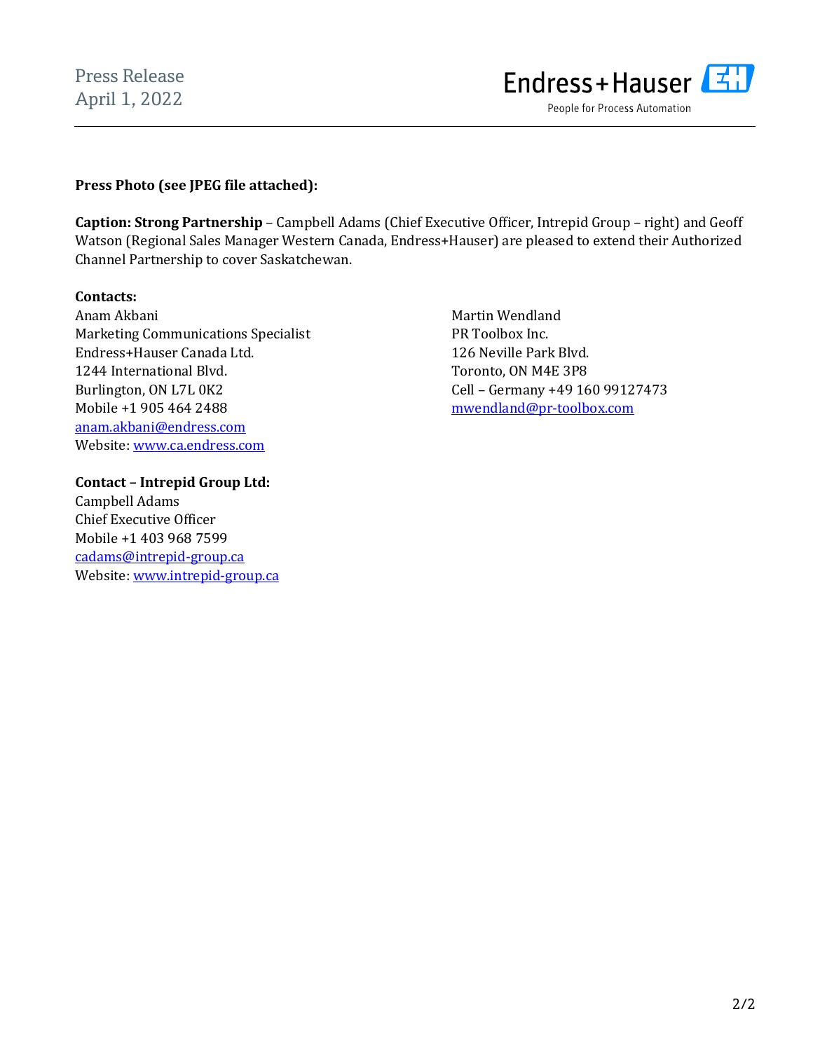**Press Photo (see JPEG file attached):**

**Caption: Strong Partnership** – Campbell Adams (Chief Executive Officer, Intrepid Group – right) and Geoff Watson (Regional Sales Manager Western Canada, Endress+Hauser) are pleased to extend their Authorized Channel Partnership to cover Saskatchewan.

**Contacts:**

Anam Akbani
Marketing Communications Specialist
Endress+Hauser Canada Ltd.
1244 International Blvd.
Burlington, ON L7L 0K2
Mobile +1 905 464 2488
anam.akbani@endress.com
Website: www.ca.endress.com

Martin Wendland
PR Toolbox Inc.
126 Neville Park Blvd.
Toronto, ON M4E 3P8
Cell – Germany +49 160 99127473
mwendland@pr-toolbox.com

**Contact – Intrepid Group Ltd:**

Campbell Adams
Chief Executive Officer
Mobile +1 403 968 7599
cadams@intrepid-group.ca
Website: www.intrepid-group.ca